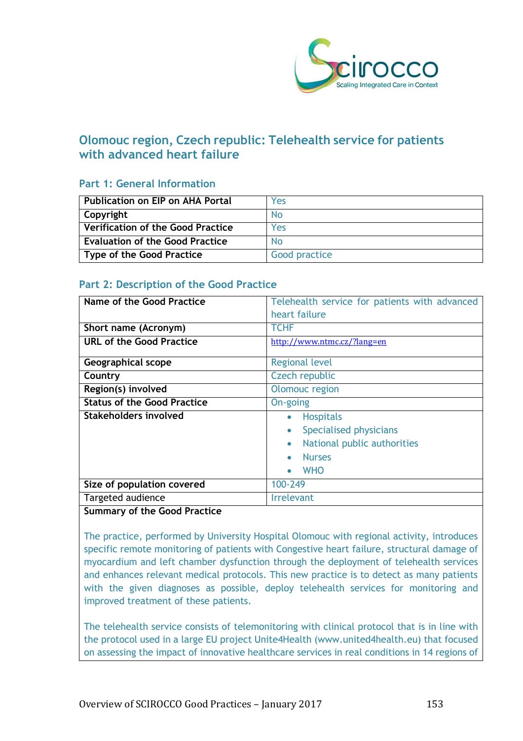## Olomouc region, Czech republic: Telehealth service for patients with advanced heart failure

### Part 1: General Information

| | |
|---|---|
| **Publication on EIP on AHA Portal** | Yes |
| **Copyright** | No |
| **Verification of the Good Practice** | Yes |
| **Evaluation of the Good Practice** | No |
| **Type of the Good Practice** | Good practice |

### Part 2: Description of the Good Practice

| | |
|---|---|
| **Name of the Good Practice** | Telehealth service for patients with advanced heart failure |
| **Short name (Acronym)** | TCHF |
| **URL of the Good Practice** | http://www.ntmc.cz/?lang=en |
| **Geographical scope** | Regional level |
| **Country** | Czech republic |
| **Region(s) involved** | Olomouc region |
| **Status of the Good Practice** | On-going |
| **Stakeholders involved** | • Hospitals<br>• Specialised physicians<br>• National public authorities<br>• Nurses<br>• WHO |
| **Size of population covered** | 100-249 |
| Targeted audience | Irrelevant |

**Summary of the Good Practice**

The practice, performed by University Hospital Olomouc with regional activity, introduces specific remote monitoring of patients with Congestive heart failure, structural damage of myocardium and left chamber dysfunction through the deployment of telehealth services and enhances relevant medical protocols. This new practice is to detect as many patients with the given diagnoses as possible, deploy telehealth services for monitoring and improved treatment of these patients.

The telehealth service consists of telemonitoring with clinical protocol that is in line with the protocol used in a large EU project Unite4Health (www.united4health.eu) that focused on assessing the impact of innovative healthcare services in real conditions in 14 regions of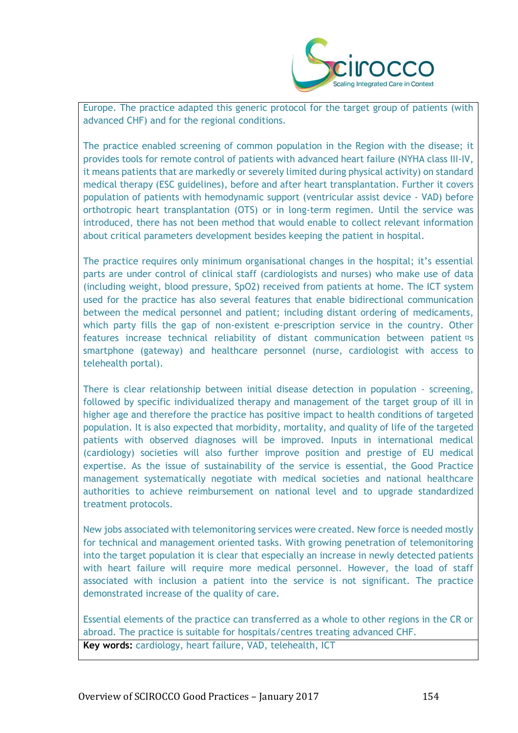Europe. The practice adapted this generic protocol for the target group of patients (with advanced CHF) and for the regional conditions.

The practice enabled screening of common population in the Region with the disease; it provides tools for remote control of patients with advanced heart failure (NYHA class III-IV, it means patients that are markedly or severely limited during physical activity) on standard medical therapy (ESC guidelines), before and after heart transplantation. Further it covers population of patients with hemodynamic support (ventricular assist device - VAD) before orthotropic heart transplantation (OTS) or in long-term regimen. Until the service was introduced, there has not been method that would enable to collect relevant information about critical parameters development besides keeping the patient in hospital.

The practice requires only minimum organisational changes in the hospital; it's essential parts are under control of clinical staff (cardiologists and nurses) who make use of data (including weight, blood pressure, SpO2) received from patients at home. The ICT system used for the practice has also several features that enable bidirectional communication between the medical personnel and patient; including distant ordering of medicaments, which party fills the gap of non-existent e-prescription service in the country. Other features increase technical reliability of distant communication between patient ¤s smartphone (gateway) and healthcare personnel (nurse, cardiologist with access to telehealth portal).

There is clear relationship between initial disease detection in population - screening, followed by specific individualized therapy and management of the target group of ill in higher age and therefore the practice has positive impact to health conditions of targeted population. It is also expected that morbidity, mortality, and quality of life of the targeted patients with observed diagnoses will be improved. Inputs in international medical (cardiology) societies will also further improve position and prestige of EU medical expertise. As the issue of sustainability of the service is essential, the Good Practice management systematically negotiate with medical societies and national healthcare authorities to achieve reimbursement on national level and to upgrade standardized treatment protocols.

New jobs associated with telemonitoring services were created. New force is needed mostly for technical and management oriented tasks. With growing penetration of telemonitoring into the target population it is clear that especially an increase in newly detected patients with heart failure will require more medical personnel. However, the load of staff associated with inclusion a patient into the service is not significant. The practice demonstrated increase of the quality of care.

Essential elements of the practice can transferred as a whole to other regions in the CR or abroad. The practice is suitable for hospitals/centres treating advanced CHF.

**Key words:** cardiology, heart failure, VAD, telehealth, ICT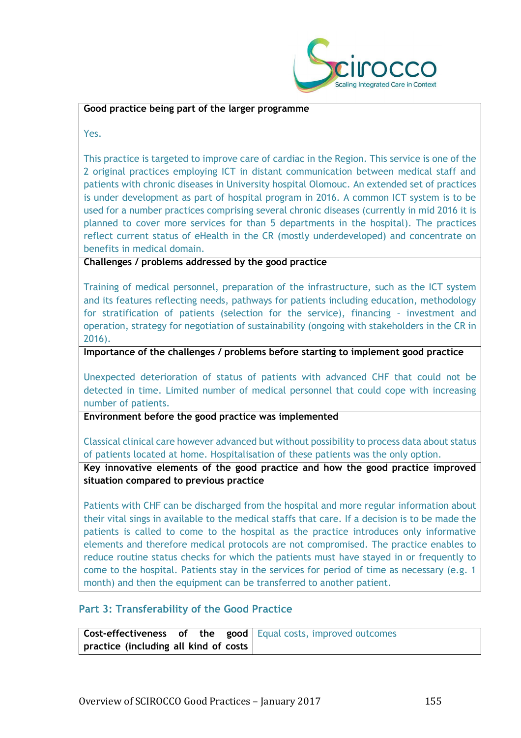| **Good practice being part of the larger programme** |
|---|
| Yes.<br><br>This practice is targeted to improve care of cardiac in the Region. This service is one of the 2 original practices employing ICT in distant communication between medical staff and patients with chronic diseases in University hospital Olomouc. An extended set of practices is under development as part of hospital program in 2016. A common ICT system is to be used for a number practices comprising several chronic diseases (currently in mid 2016 it is planned to cover more services for than 5 departments in the hospital). The practices reflect current status of eHealth in the CR (mostly underdeveloped) and concentrate on benefits in medical domain. |
| **Challenges / problems addressed by the good practice** |
| Training of medical personnel, preparation of the infrastructure, such as the ICT system and its features reflecting needs, pathways for patients including education, methodology for stratification of patients (selection for the service), financing – investment and operation, strategy for negotiation of sustainability (ongoing with stakeholders in the CR in 2016). |
| **Importance of the challenges / problems before starting to implement good practice** |
| Unexpected deterioration of status of patients with advanced CHF that could not be detected in time. Limited number of medical personnel that could cope with increasing number of patients. |
| **Environment before the good practice was implemented** |
| Classical clinical care however advanced but without possibility to process data about status of patients located at home. Hospitalisation of these patients was the only option. |
| **Key innovative elements of the good practice and how the good practice improved situation compared to previous practice** |
| Patients with CHF can be discharged from the hospital and more regular information about their vital sings in available to the medical staffs that care. If a decision is to be made the patients is called to come to the hospital as the practice introduces only informative elements and therefore medical protocols are not compromised. The practice enables to reduce routine status checks for which the patients must have stayed in or frequently to come to the hospital. Patients stay in the services for period of time as necessary (e.g. 1 month) and then the equipment can be transferred to another patient. |

## Part 3: Transferability of the Good Practice

| **Cost-effectiveness of the good practice (including all kind of costs** | Equal costs, improved outcomes |
|---|---|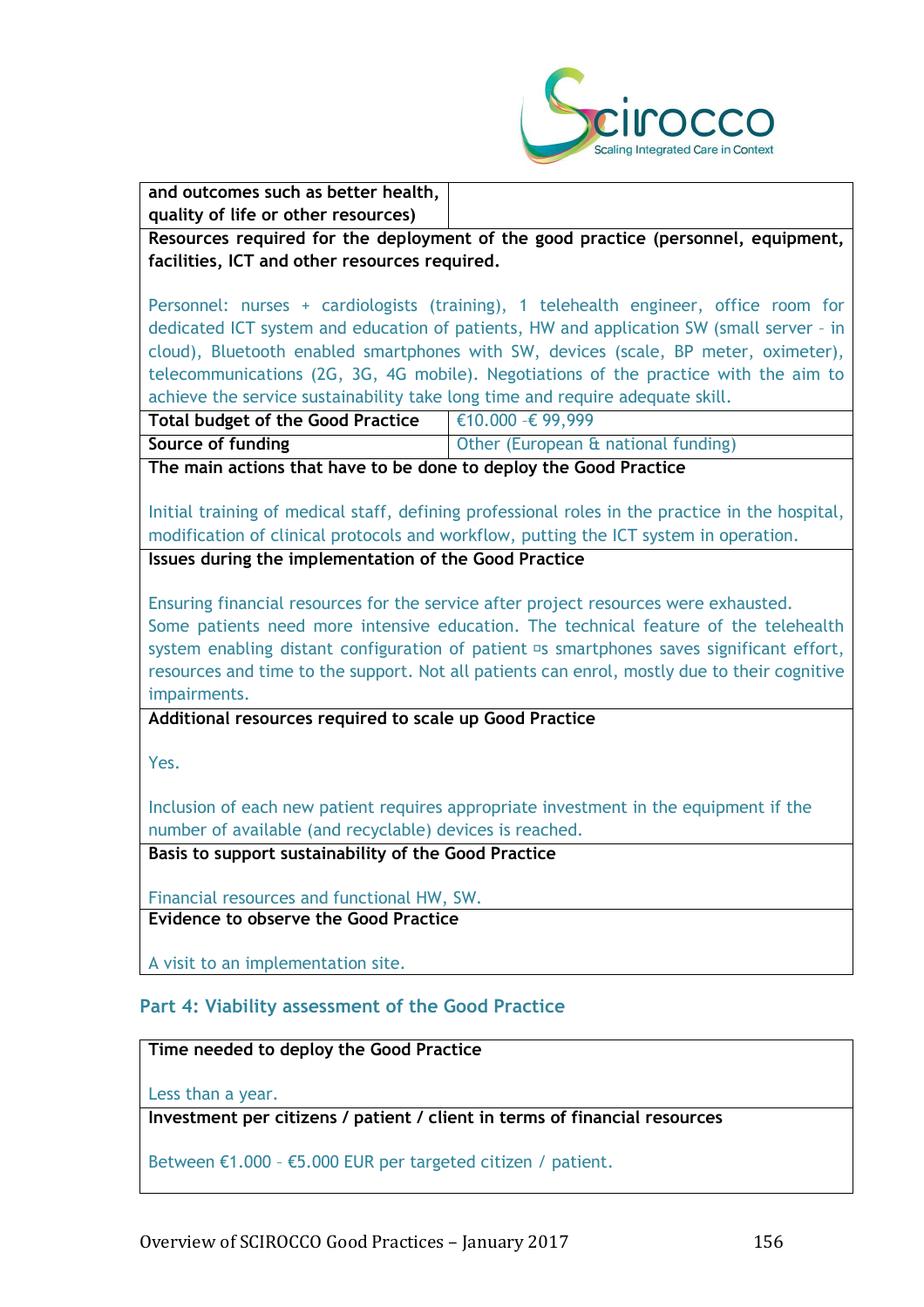| and outcomes such as better health, quality of life or other resources) | |
|---|---|
| **Resources required for the deployment of the good practice (personnel, equipment, facilities, ICT and other resources required.**<br><br>Personnel: nurses + cardiologists (training), 1 telehealth engineer, office room for dedicated ICT system and education of patients, HW and application SW (small server – in cloud), Bluetooth enabled smartphones with SW, devices (scale, BP meter, oximeter), telecommunications (2G, 3G, 4G mobile). Negotiations of the practice with the aim to achieve the service sustainability take long time and require adequate skill. | |
| **Total budget of the Good Practice** | €10.000 –€ 99,999 |
| **Source of funding** | Other (European & national funding) |
| **The main actions that have to be done to deploy the Good Practice**<br><br>Initial training of medical staff, defining professional roles in the practice in the hospital, modification of clinical protocols and workflow, putting the ICT system in operation. | |
| **Issues during the implementation of the Good Practice**<br><br>Ensuring financial resources for the service after project resources were exhausted. Some patients need more intensive education. The technical feature of the telehealth system enabling distant configuration of patient ¤s smartphones saves significant effort, resources and time to the support. Not all patients can enrol, mostly due to their cognitive impairments. | |
| **Additional resources required to scale up Good Practice**<br><br>Yes.<br><br>Inclusion of each new patient requires appropriate investment in the equipment if the number of available (and recyclable) devices is reached. | |
| **Basis to support sustainability of the Good Practice**<br><br>Financial resources and functional HW, SW. | |
| **Evidence to observe the Good Practice**<br><br>A visit to an implementation site. | |

## Part 4: Viability assessment of the Good Practice

| **Time needed to deploy the Good Practice**<br><br>Less than a year. |
|---|
| **Investment per citizens / patient / client in terms of financial resources**<br><br>Between €1.000 – €5.000 EUR per targeted citizen / patient. |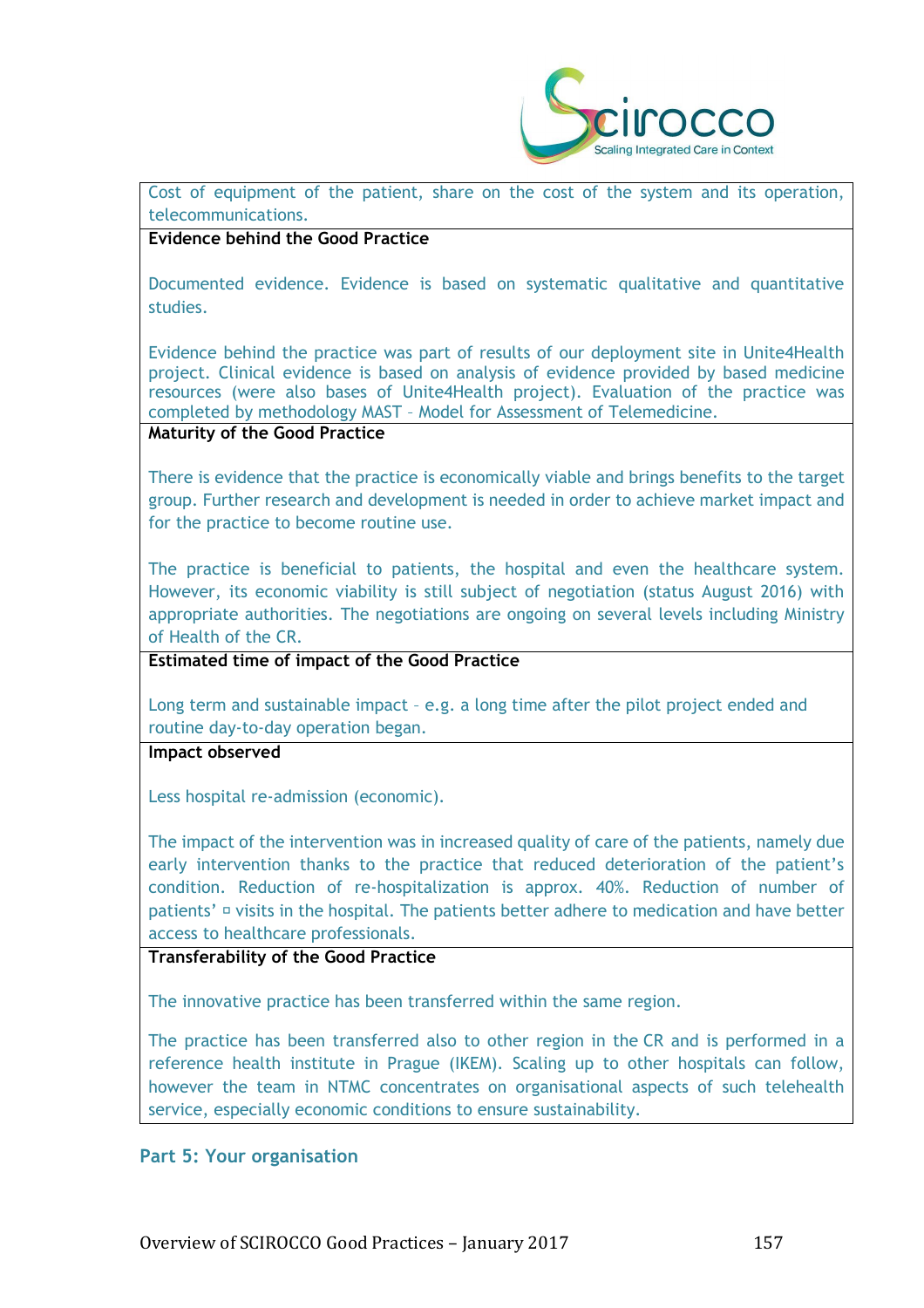Cost of equipment of the patient, share on the cost of the system and its operation, telecommunications.

**Evidence behind the Good Practice**

Documented evidence. Evidence is based on systematic qualitative and quantitative studies.

Evidence behind the practice was part of results of our deployment site in Unite4Health project. Clinical evidence is based on analysis of evidence provided by based medicine resources (were also bases of Unite4Health project). Evaluation of the practice was completed by methodology MAST – Model for Assessment of Telemedicine.

**Maturity of the Good Practice**

There is evidence that the practice is economically viable and brings benefits to the target group. Further research and development is needed in order to achieve market impact and for the practice to become routine use.

The practice is beneficial to patients, the hospital and even the healthcare system. However, its economic viability is still subject of negotiation (status August 2016) with appropriate authorities. The negotiations are ongoing on several levels including Ministry of Health of the CR.

**Estimated time of impact of the Good Practice**

Long term and sustainable impact – e.g. a long time after the pilot project ended and routine day-to-day operation began.

**Impact observed**

Less hospital re-admission (economic).

The impact of the intervention was in increased quality of care of the patients, namely due early intervention thanks to the practice that reduced deterioration of the patient's condition. Reduction of re-hospitalization is approx. 40%. Reduction of number of patients' ¤ visits in the hospital. The patients better adhere to medication and have better access to healthcare professionals.

**Transferability of the Good Practice**

The innovative practice has been transferred within the same region.

The practice has been transferred also to other region in the CR and is performed in a reference health institute in Prague (IKEM). Scaling up to other hospitals can follow, however the team in NTMC concentrates on organisational aspects of such telehealth service, especially economic conditions to ensure sustainability.

### Part 5: Your organisation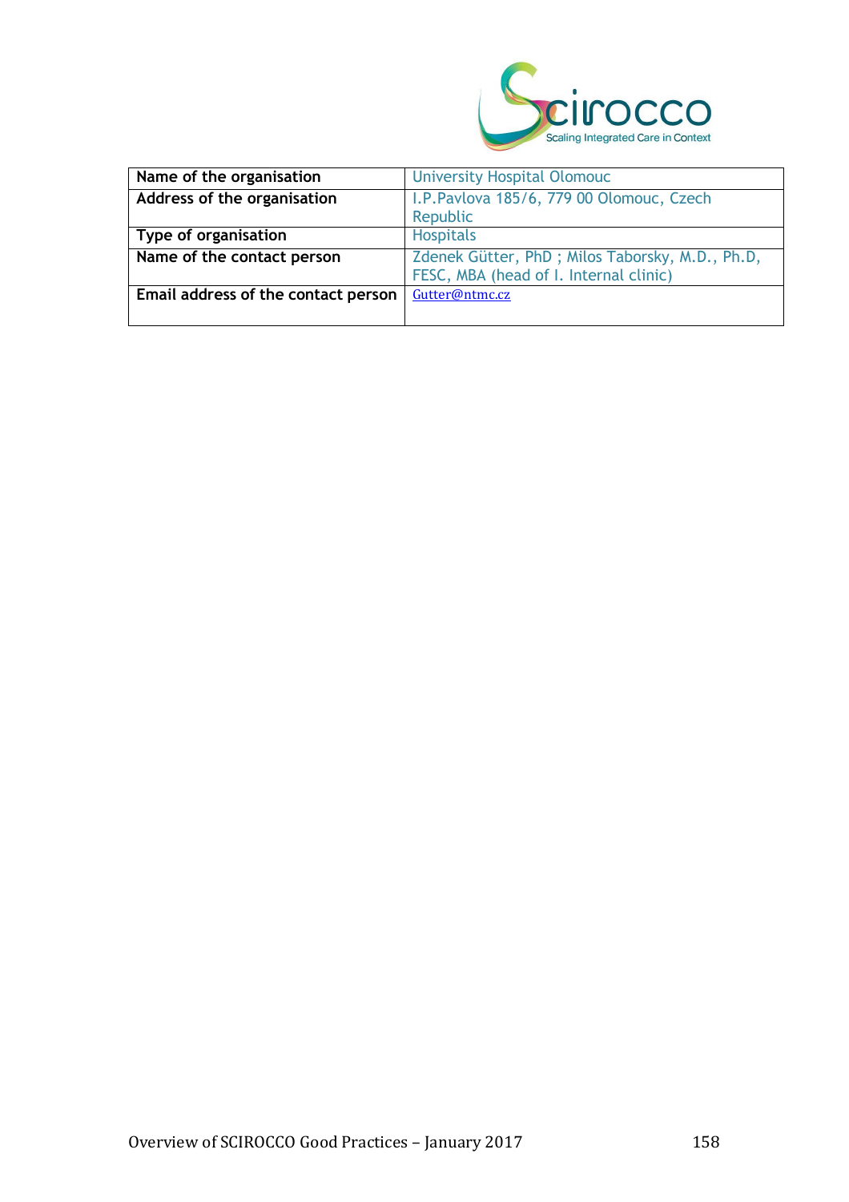| | |
|---|---|
| **Name of the organisation** | University Hospital Olomouc |
| **Address of the organisation** | I.P.Pavlova 185/6, 779 00 Olomouc, Czech Republic |
| **Type of organisation** | Hospitals |
| **Name of the contact person** | Zdenek Gütter, PhD ; Milos Taborsky, M.D., Ph.D, FESC, MBA (head of I. Internal clinic) |
| **Email address of the contact person** | Gutter@ntmc.cz |